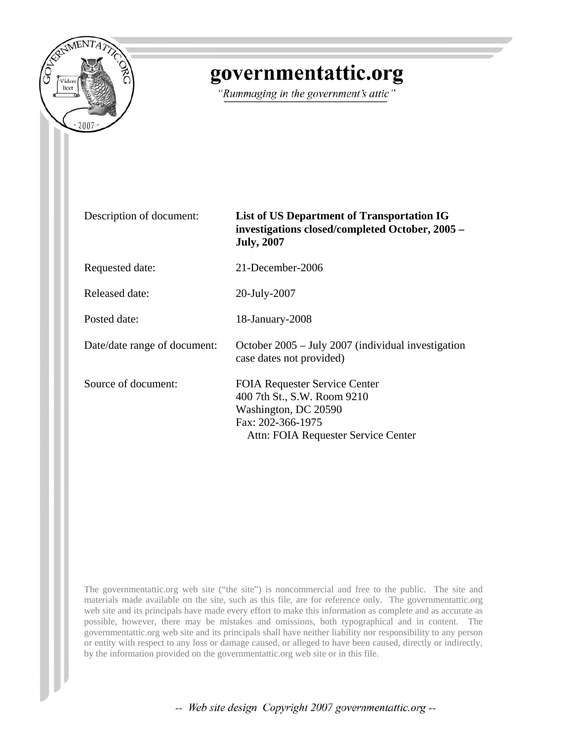# governmentattic.org

*"Rummaging in the government's attic"*

| | |
|---|---|
| Description of document: | **List of US Department of Transportation IG investigations closed/completed October, 2005 – July, 2007** |
| Requested date: | 21-December-2006 |
| Released date: | 20-July-2007 |
| Posted date: | 18-January-2008 |
| Date/date range of document: | October 2005 – July 2007 (individual investigation case dates not provided) |
| Source of document: | FOIA Requester Service Center<br>400 7th St., S.W. Room 9210<br>Washington, DC 20590<br>Fax: 202-366-1975<br>Attn: FOIA Requester Service Center |

The governmentattic.org web site ("the site") is noncommercial and free to the public. The site and materials made available on the site, such as this file, are for reference only. The governmentattic.org web site and its principals have made every effort to make this information as complete and as accurate as possible, however, there may be mistakes and omissions, both typographical and in content. The governmentattic.org web site and its principals shall have neither liability nor responsibility to any person or entity with respect to any loss or damage caused, or alleged to have been caused, directly or indirectly, by the information provided on the governmentattic.org web site or in this file.

*-- Web site design Copyright 2007 governmentattic.org --*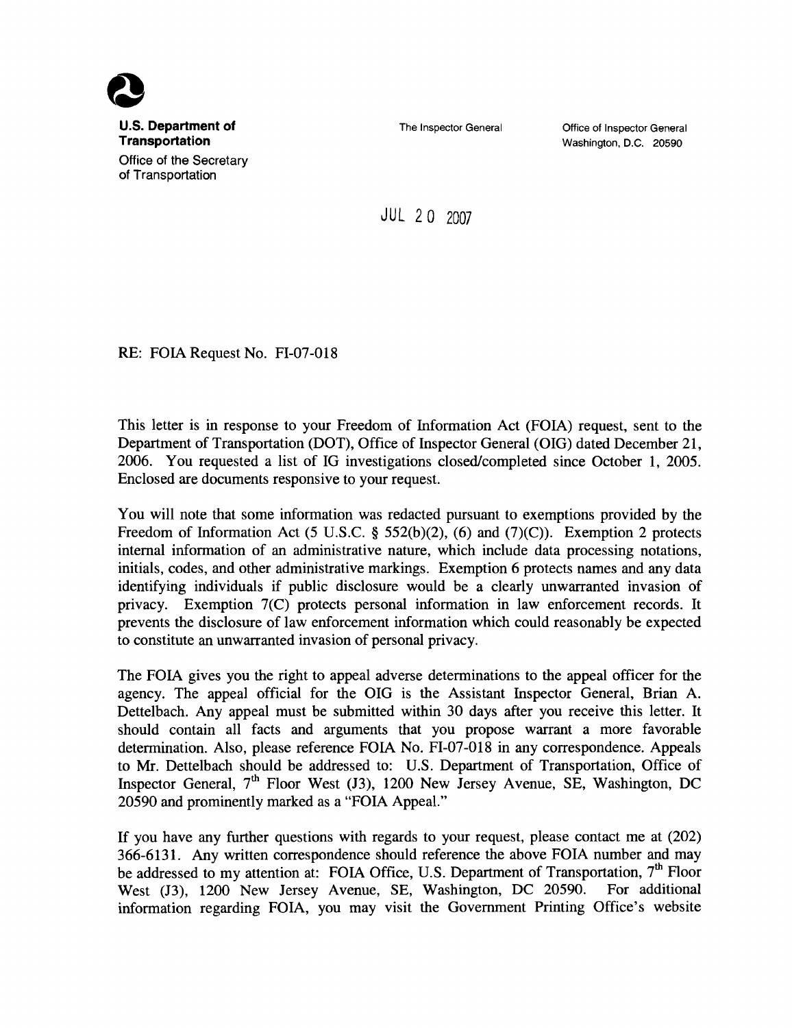**U.S. Department of Transportation**

Office of the Secretary of Transportation

The Inspector General

Office of Inspector General
Washington, D.C. 20590

JUL 20 2007

RE: FOIA Request No. FI-07-018

This letter is in response to your Freedom of Information Act (FOIA) request, sent to the Department of Transportation (DOT), Office of Inspector General (OIG) dated December 21, 2006. You requested a list of IG investigations closed/completed since October 1, 2005. Enclosed are documents responsive to your request.

You will note that some information was redacted pursuant to exemptions provided by the Freedom of Information Act (5 U.S.C. § 552(b)(2), (6) and (7)(C)). Exemption 2 protects internal information of an administrative nature, which include data processing notations, initials, codes, and other administrative markings. Exemption 6 protects names and any data identifying individuals if public disclosure would be a clearly unwarranted invasion of privacy. Exemption 7(C) protects personal information in law enforcement records. It prevents the disclosure of law enforcement information which could reasonably be expected to constitute an unwarranted invasion of personal privacy.

The FOIA gives you the right to appeal adverse determinations to the appeal officer for the agency. The appeal official for the OIG is the Assistant Inspector General, Brian A. Dettelbach. Any appeal must be submitted within 30 days after you receive this letter. It should contain all facts and arguments that you propose warrant a more favorable determination. Also, please reference FOIA No. FI-07-018 in any correspondence. Appeals to Mr. Dettelbach should be addressed to: U.S. Department of Transportation, Office of Inspector General, 7th Floor West (J3), 1200 New Jersey Avenue, SE, Washington, DC 20590 and prominently marked as a "FOIA Appeal."

If you have any further questions with regards to your request, please contact me at (202) 366-6131. Any written correspondence should reference the above FOIA number and may be addressed to my attention at: FOIA Office, U.S. Department of Transportation, 7th Floor West (J3), 1200 New Jersey Avenue, SE, Washington, DC 20590. For additional information regarding FOIA, you may visit the Government Printing Office's website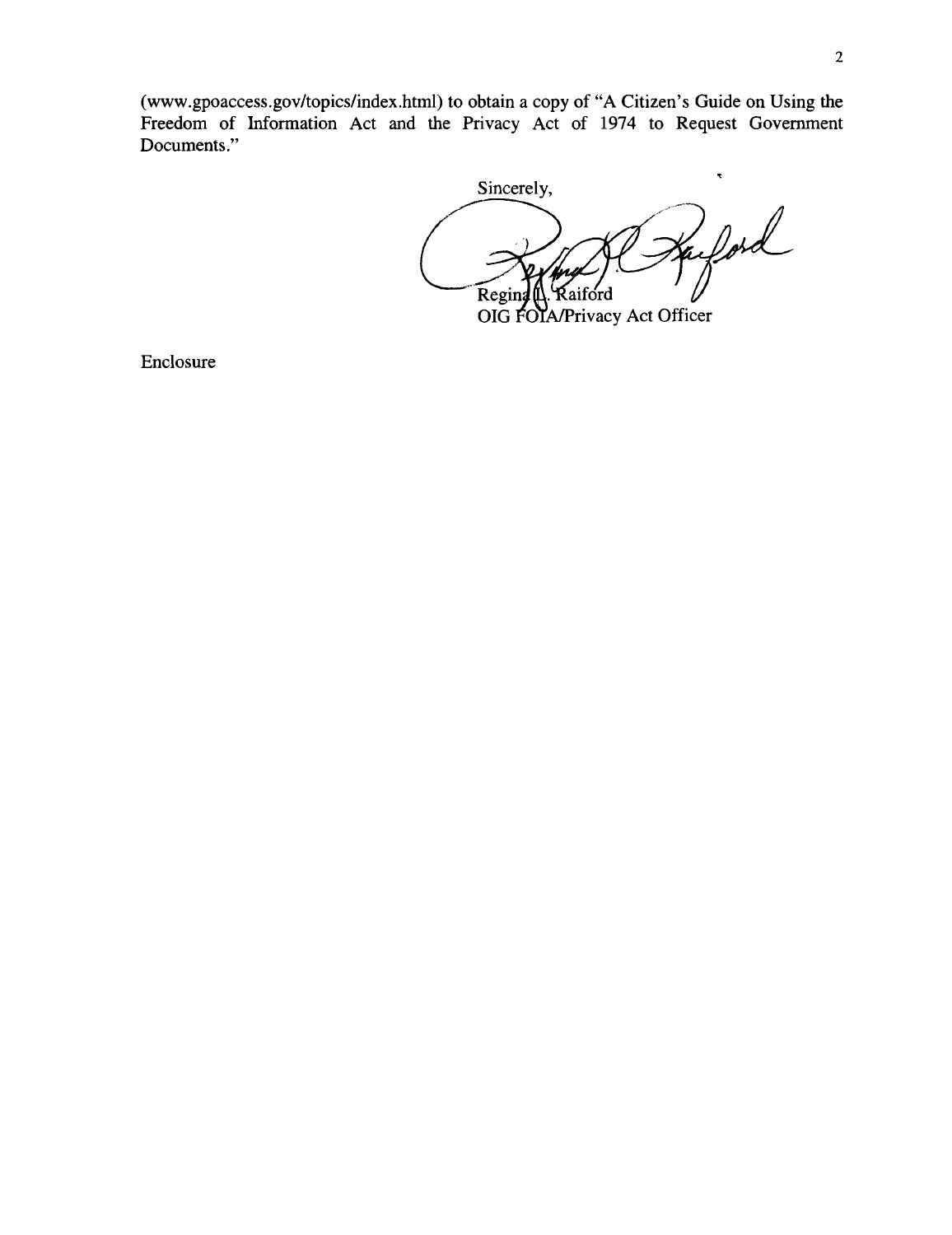(www.gpoaccess.gov/topics/index.html) to obtain a copy of "A Citizen's Guide on Using the Freedom of Information Act and the Privacy Act of 1974 to Request Government Documents."

Sincerely,

Regina L. Raiford
OIG FOIA/Privacy Act Officer

Enclosure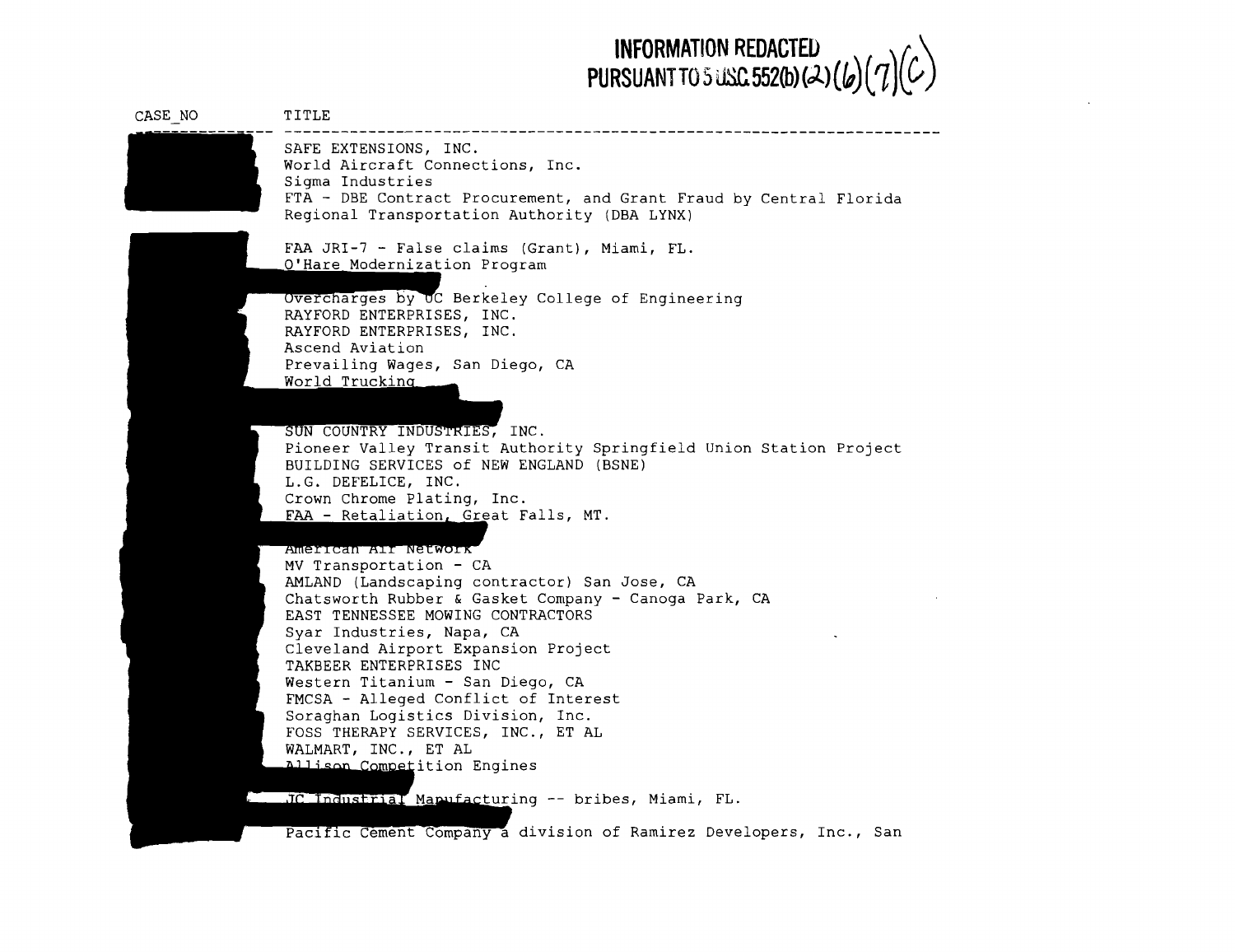INFORMATION REDACTED
PURSUANT TO 5 USC 552(b)(2)(6)(7)(C)

| CASE_NO | TITLE |
| --- | --- |
| | SAFE EXTENSIONS, INC. |
| | World Aircraft Connections, Inc. |
| | Sigma Industries |
| | FTA - DBE Contract Procurement, and Grant Fraud by Central Florida Regional Transportation Authority (DBA LYNX) |
| | FAA JRI-7 - False claims (Grant), Miami, FL. |
| | O'Hare Modernization Program |
| | Overcharges by UC Berkeley College of Engineering |
| | RAYFORD ENTERPRISES, INC. |
| | RAYFORD ENTERPRISES, INC. |
| | Ascend Aviation |
| | Prevailing Wages, San Diego, CA |
| | World Trucking |
| | SUN COUNTRY INDUSTRIES, INC. |
| | Pioneer Valley Transit Authority Springfield Union Station Project |
| | BUILDING SERVICES of NEW ENGLAND (BSNE) |
| | L.G. DEFELICE, INC. |
| | Crown Chrome Plating, Inc. |
| | FAA - Retaliation, Great Falls, MT. |
| | American Air Network |
| | MV Transportation - CA |
| | AMLAND (Landscaping contractor) San Jose, CA |
| | Chatsworth Rubber & Gasket Company - Canoga Park, CA |
| | EAST TENNESSEE MOWING CONTRACTORS |
| | Syar Industries, Napa, CA |
| | Cleveland Airport Expansion Project |
| | TAKBEER ENTERPRISES INC |
| | Western Titanium - San Diego, CA |
| | FMCSA - Alleged Conflict of Interest |
| | Soraghan Logistics Division, Inc. |
| | FOSS THERAPY SERVICES, INC., ET AL |
| | WALMART, INC., ET AL |
| | Allison Competition Engines |
| | JC Industrial Manufacturing -- bribes, Miami, FL. |
| | Pacific Cement Company a division of Ramirez Developers, Inc., San |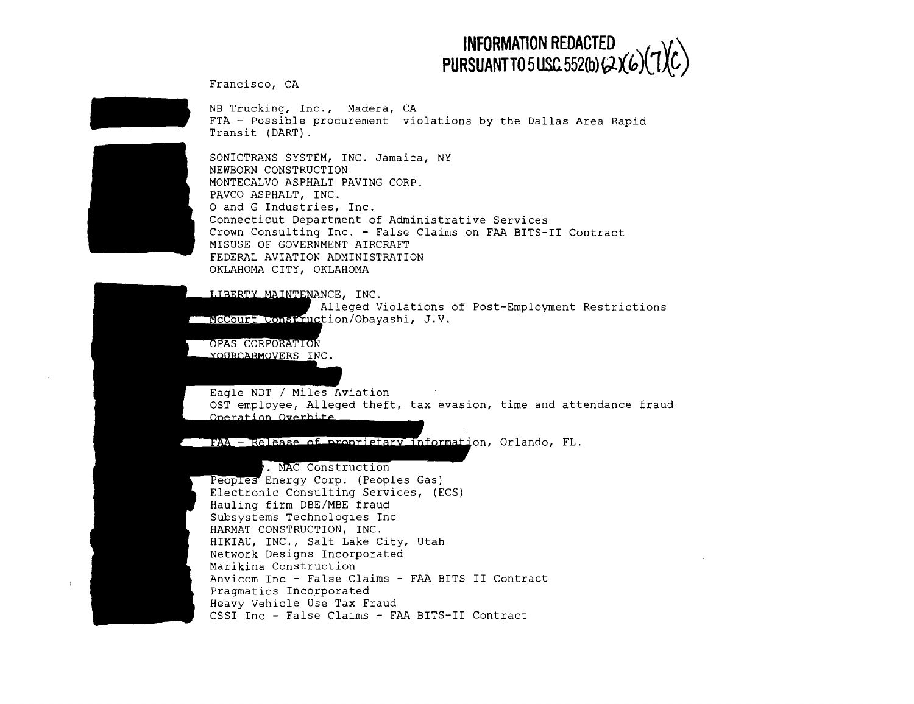**INFORMATION REDACTED PURSUANT TO 5 USC 552(b)(2)(6)(7)(C)**

Francisco, CA

NB Trucking, Inc., Madera, CA
FTA - Possible procurement violations by the Dallas Area Rapid Transit (DART).

SONICTRANS SYSTEM, INC. Jamaica, NY
NEWBORN CONSTRUCTION
MONTECALVO ASPHALT PAVING CORP.
PAVCO ASPHALT, INC.
O and G Industries, Inc.
Connecticut Department of Administrative Services
Crown Consulting Inc. - False Claims on FAA BITS-II Contract
MISUSE OF GOVERNMENT AIRCRAFT
FEDERAL AVIATION ADMINISTRATION
OKLAHOMA CITY, OKLAHOMA

LIBERTY MAINTENANCE, INC.
Alleged Violations of Post-Employment Restrictions
McCourt Construction/Obayashi, J.V.

OPAS CORPORATION
YOURCARMOVERS INC.

Eagle NDT / Miles Aviation
OST employee, Alleged theft, tax evasion, time and attendance fraud
Operation Overbite

FAA - Release of proprietary information, Orlando, FL.

. MAC Construction
Peoples Energy Corp. (Peoples Gas)
Electronic Consulting Services, (ECS)
Hauling firm DBE/MBE fraud
Subsystems Technologies Inc
HARMAT CONSTRUCTION, INC.
HIKIAU, INC., Salt Lake City, Utah
Network Designs Incorporated
Marikina Construction
Anvicom Inc - False Claims - FAA BITS II Contract
Pragmatics Incorporated
Heavy Vehicle Use Tax Fraud
CSSI Inc - False Claims - FAA BITS-II Contract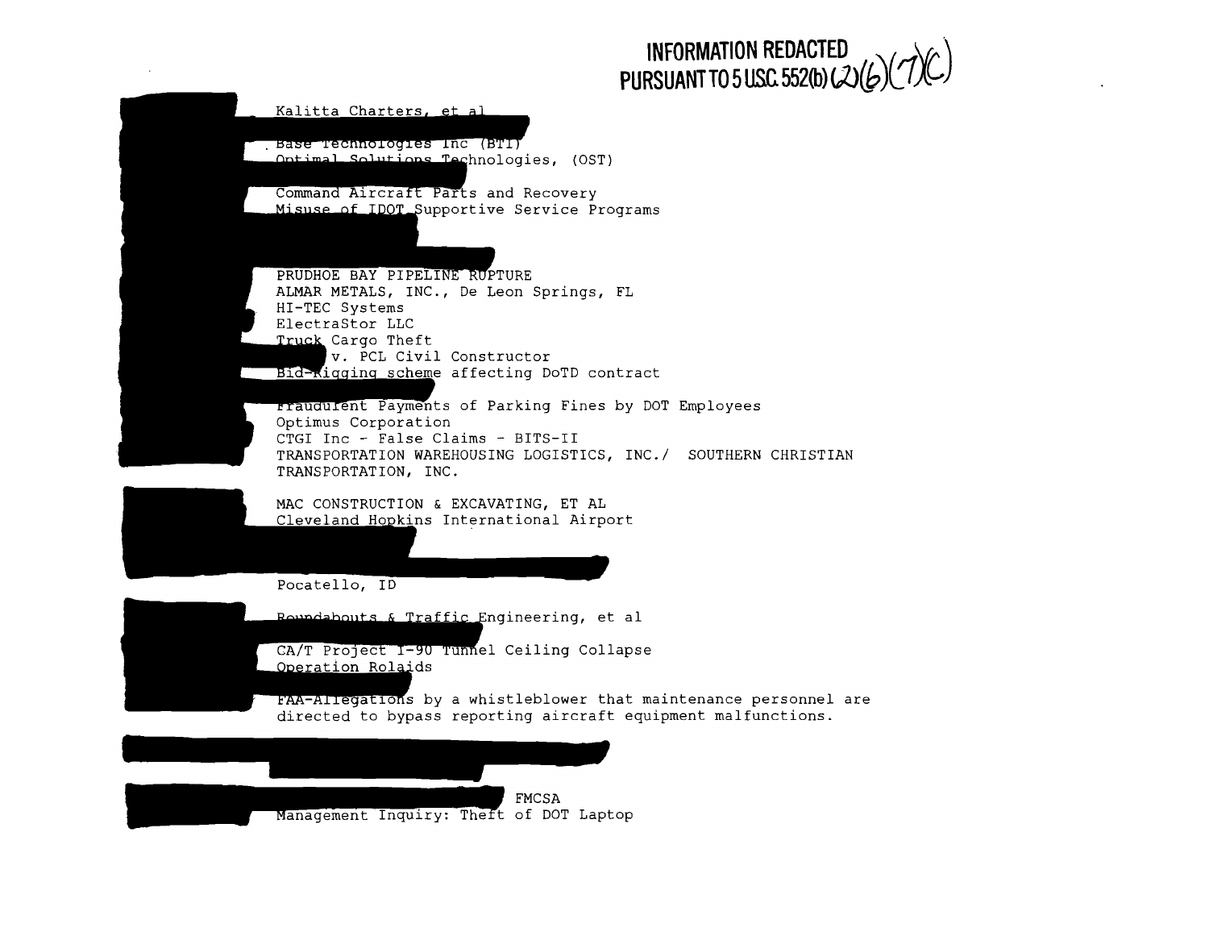INFORMATION REDACTED PURSUANT TO 5 U.S.C. 552(b)(2)(6)(7)(C)

Kalitta Charters, et al

Base Technologies Inc (BTI)
Optimal Solutions Technologies, (OST)

Command Aircraft Parts and Recovery
Misuse of IDOT Supportive Service Programs

PRUDHOE BAY PIPELINE RUPTURE
ALMAR METALS, INC., De Leon Springs, FL
HI-TEC Systems
ElectraStor LLC
Truck Cargo Theft
v. PCL Civil Constructor
Bid-Rigging scheme affecting DoTD contract

Fraudulent Payments of Parking Fines by DOT Employees
Optimus Corporation
CTGI Inc - False Claims - BITS-II
TRANSPORTATION WAREHOUSING LOGISTICS, INC./ SOUTHERN CHRISTIAN TRANSPORTATION, INC.

MAC CONSTRUCTION & EXCAVATING, ET AL
Cleveland Hopkins International Airport

Pocatello, ID

Roundabouts & Traffic Engineering, et al

CA/T Project I-90 Tunnel Ceiling Collapse
Operation Rolaids

FAA-Allegations by a whistleblower that maintenance personnel are directed to bypass reporting aircraft equipment malfunctions.

FMCSA
Management Inquiry: Theft of DOT Laptop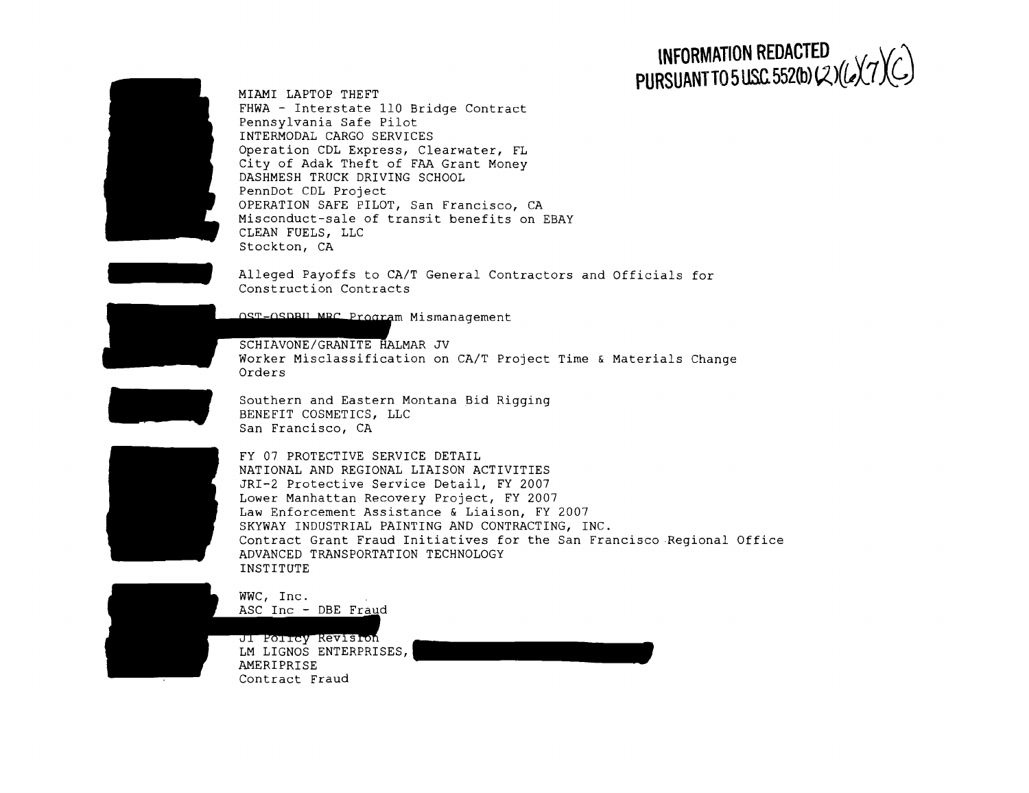INFORMATION REDACTED PURSUANT TO 5 USC 552(b)(2)(6)(7)(C)

MIAMI LAPTOP THEFT
FHWA - Interstate 110 Bridge Contract
Pennsylvania Safe Pilot
INTERMODAL CARGO SERVICES
Operation CDL Express, Clearwater, FL
City of Adak Theft of FAA Grant Money
DASHMESH TRUCK DRIVING SCHOOL
PennDot CDL Project
OPERATION SAFE PILOT, San Francisco, CA
Misconduct-sale of transit benefits on EBAY
CLEAN FUELS, LLC
Stockton, CA

Alleged Payoffs to CA/T General Contractors and Officials for Construction Contracts

OST-OSDBU MBC Program Mismanagement

SCHIAVONE/GRANITE HALMAR JV
Worker Misclassification on CA/T Project Time & Materials Change Orders

Southern and Eastern Montana Bid Rigging
BENEFIT COSMETICS, LLC
San Francisco, CA

FY 07 PROTECTIVE SERVICE DETAIL
NATIONAL AND REGIONAL LIAISON ACTIVITIES
JRI-2 Protective Service Detail, FY 2007
Lower Manhattan Recovery Project, FY 2007
Law Enforcement Assistance & Liaison, FY 2007
SKYWAY INDUSTRIAL PAINTING AND CONTRACTING, INC.
Contract Grant Fraud Initiatives for the San Francisco Regional Office
ADVANCED TRANSPORTATION TECHNOLOGY
INSTITUTE

WWC, Inc.
ASC Inc - DBE Fraud

JI Policy Revision
LM LIGNOS ENTERPRISES,
AMERIPRISE
Contract Fraud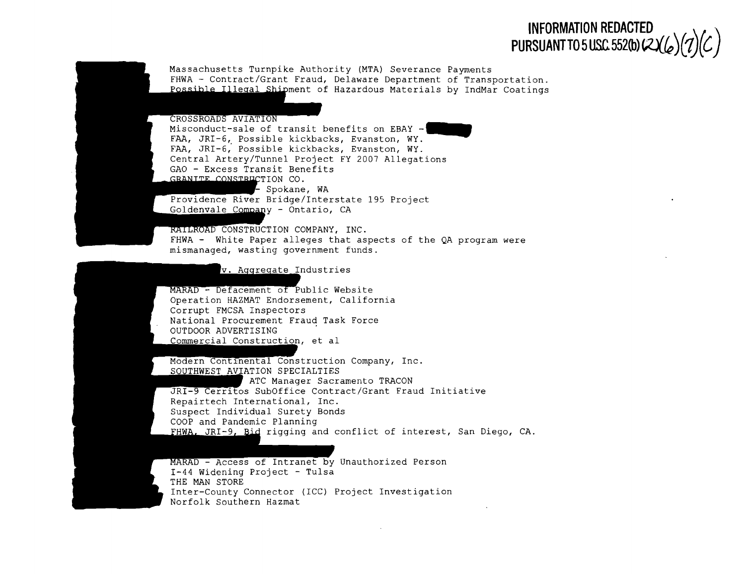**INFORMATION REDACTED PURSUANT TO 5 USC 552(b) (2)(6)(7)(C)**

Massachusetts Turnpike Authority (MTA) Severance Payments
FHWA - Contract/Grant Fraud, Delaware Department of Transportation.
Possible Illegal Shipment of Hazardous Materials by IndMar Coatings

CROSSROADS AVIATION
Misconduct-sale of transit benefits on EBAY -
FAA, JRI-6, Possible kickbacks, Evanston, WY.
FAA, JRI-6, Possible kickbacks, Evanston, WY.
Central Artery/Tunnel Project FY 2007 Allegations
GAO - Excess Transit Benefits
GRANITE CONSTRUCTION CO.
\- Spokane, WA
Providence River Bridge/Interstate 195 Project
Goldenvale Company - Ontario, CA

RAILROAD CONSTRUCTION COMPANY, INC.
FHWA - White Paper alleges that aspects of the QA program were mismanaged, wasting government funds.

v. Aggregate Industries

MARAD - Defacement of Public Website
Operation HAZMAT Endorsement, California
Corrupt FMCSA Inspectors
National Procurement Fraud Task Force
OUTDOOR ADVERTISING
Commercial Construction, et al

Modern Continental Construction Company, Inc.
SOUTHWEST AVIATION SPECIALTIES
ATC Manager Sacramento TRACON
JRI-9 Cerritos SubOffice Contract/Grant Fraud Initiative
Repairtech International, Inc.
Suspect Individual Surety Bonds
COOP and Pandemic Planning
FHWA, JRI-9, Bid rigging and conflict of interest, San Diego, CA.

MARAD - Access of Intranet by Unauthorized Person
I-44 Widening Project - Tulsa
THE MAN STORE
Inter-County Connector (ICC) Project Investigation
Norfolk Southern Hazmat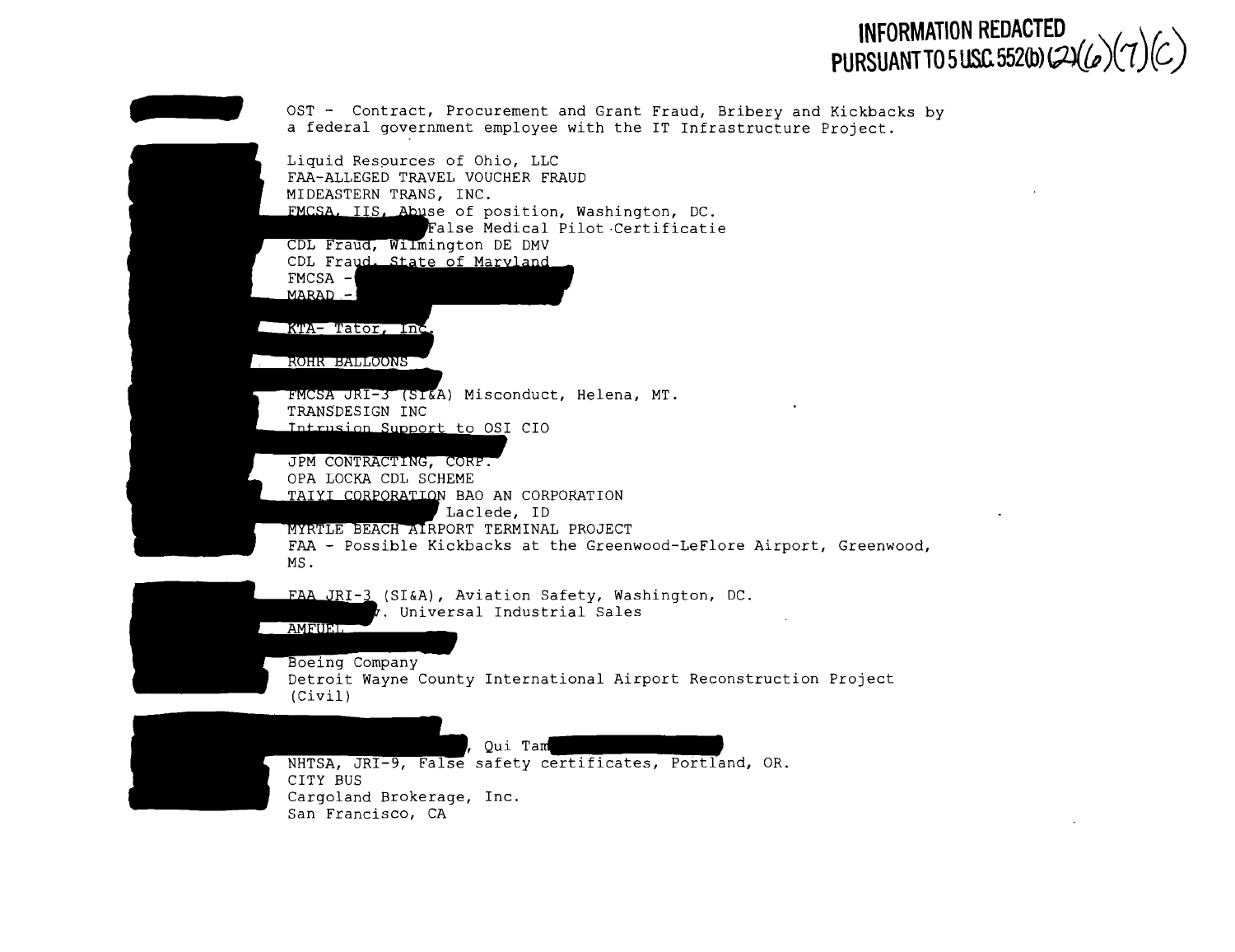**INFORMATION REDACTED PURSUANT TO 5 USC 552(b) (2)(6)(7)(C)**

OST - Contract, Procurement and Grant Fraud, Bribery and Kickbacks by a federal government employee with the IT Infrastructure Project.

Liquid Resources of Ohio, LLC
FAA-ALLEGED TRAVEL VOUCHER FRAUD
MIDEASTERN TRANS, INC.
FMCSA, IIS, Abuse of position, Washington, DC.
False Medical Pilot Certificatie
CDL Fraud, Wilmington DE DMV
CDL Fraud, State of Maryland
FMCSA -
MARAD -

KTA- Tator, Inc.

ROHR BALLOONS

FMCSA JRI-3 (SI&A) Misconduct, Helena, MT.
TRANSDESIGN INC
Intrusion Support to OSI CIO

JPM CONTRACTING, CORP.
OPA LOCKA CDL SCHEME
TAIYI CORPORATION BAO AN CORPORATION
Laclede, ID
MYRTLE BEACH AIRPORT TERMINAL PROJECT
FAA - Possible Kickbacks at the Greenwood-LeFlore Airport, Greenwood, MS.

FAA JRI-3 (SI&A), Aviation Safety, Washington, DC.
v. Universal Industrial Sales
AMFUEL

Boeing Company
Detroit Wayne County International Airport Reconstruction Project (Civil)

, Qui Tam
NHTSA, JRI-9, False safety certificates, Portland, OR.
CITY BUS
Cargoland Brokerage, Inc.
San Francisco, CA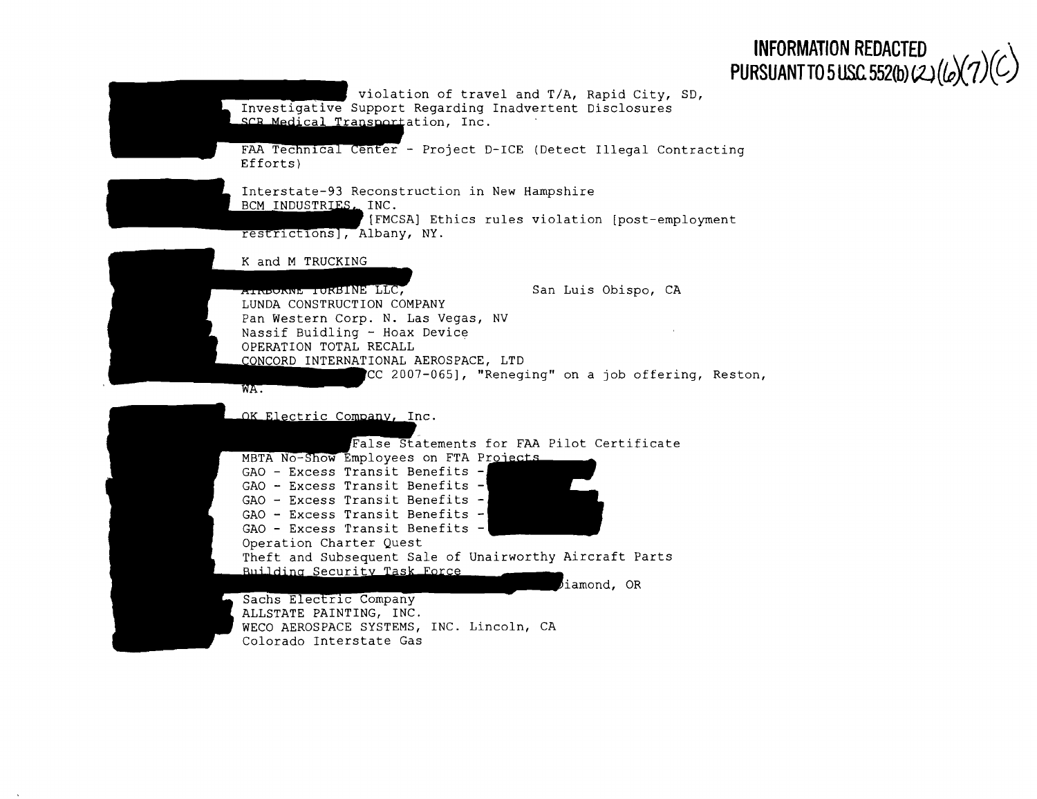INFORMATION REDACTED PURSUANT TO 5 USC 552(b)(2)(6)(7)(C)

violation of travel and T/A, Rapid City, SD,
Investigative Support Regarding Inadvertent Disclosures
SCB Medical Transportation, Inc.

FAA Technical Center - Project D-ICE (Detect Illegal Contracting Efforts)

Interstate-93 Reconstruction in New Hampshire
BCM INDUSTRIES, INC.
[FMCSA] Ethics rules violation [post-employment restrictions], Albany, NY.

K and M TRUCKING

AIRBORNE TURBINE LLC, San Luis Obispo, CA
LUNDA CONSTRUCTION COMPANY
Pan Western Corp. N. Las Vegas, NV
Nassif Buidling - Hoax Device
OPERATION TOTAL RECALL
CONCORD INTERNATIONAL AEROSPACE, LTD
CC 2007-065], "Reneging" on a job offering, Reston, WA.

OK Electric Company, Inc.

False Statements for FAA Pilot Certificate
MBTA No-Show Employees on FTA Projects
GAO - Excess Transit Benefits -
GAO - Excess Transit Benefits -
GAO - Excess Transit Benefits -
GAO - Excess Transit Benefits -
GAO - Excess Transit Benefits -
Operation Charter Quest
Theft and Subsequent Sale of Unairworthy Aircraft Parts
Building Security Task Force
Diamond, OR
Sachs Electric Company
ALLSTATE PAINTING, INC.
WECO AEROSPACE SYSTEMS, INC. Lincoln, CA
Colorado Interstate Gas